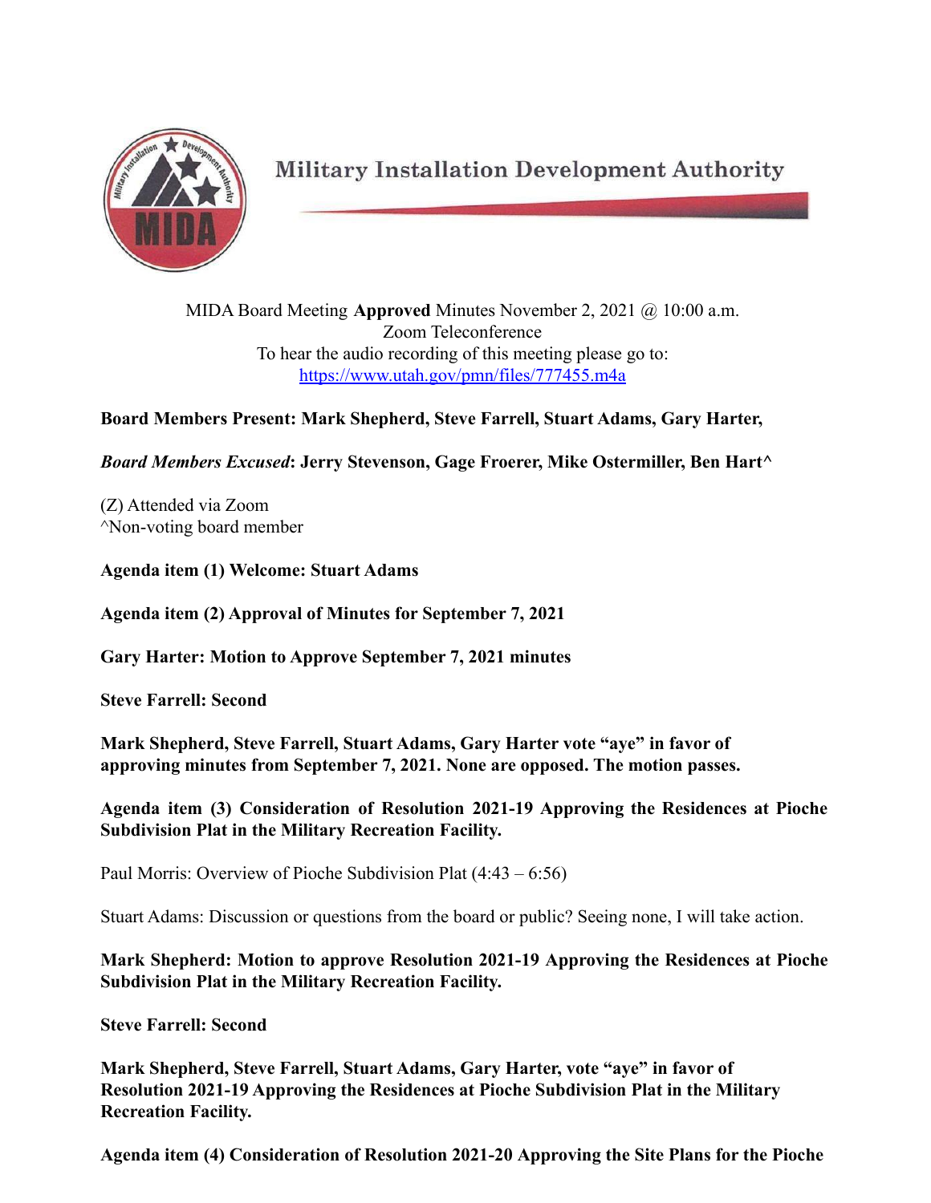Military Installation Development Authority

MIDA Board Meeting **Approved** Minutes November 2, 2021 @ 10:00 a.m.
Zoom Teleconference
To hear the audio recording of this meeting please go to:
https://www.utah.gov/pmn/files/777455.m4a

**Board Members Present: Mark Shepherd, Steve Farrell, Stuart Adams, Gary Harter,**

***Board Members Excused*: Jerry Stevenson, Gage Froerer, Mike Ostermiller, Ben Hart^**

(Z) Attended via Zoom
^Non-voting board member

**Agenda item (1) Welcome: Stuart Adams**

**Agenda item (2) Approval of Minutes for September 7, 2021**

**Gary Harter: Motion to Approve September 7, 2021 minutes**

**Steve Farrell: Second**

**Mark Shepherd, Steve Farrell, Stuart Adams, Gary Harter vote "aye" in favor of approving minutes from September 7, 2021. None are opposed. The motion passes.**

**Agenda item (3) Consideration of Resolution 2021-19 Approving the Residences at Pioche Subdivision Plat in the Military Recreation Facility.**

Paul Morris: Overview of Pioche Subdivision Plat (4:43 – 6:56)

Stuart Adams: Discussion or questions from the board or public? Seeing none, I will take action.

**Mark Shepherd: Motion to approve Resolution 2021-19 Approving the Residences at Pioche Subdivision Plat in the Military Recreation Facility.**

**Steve Farrell: Second**

**Mark Shepherd, Steve Farrell, Stuart Adams, Gary Harter, vote "aye" in favor of Resolution 2021-19 Approving the Residences at Pioche Subdivision Plat in the Military Recreation Facility.**

**Agenda item (4) Consideration of Resolution 2021-20 Approving the Site Plans for the Pioche**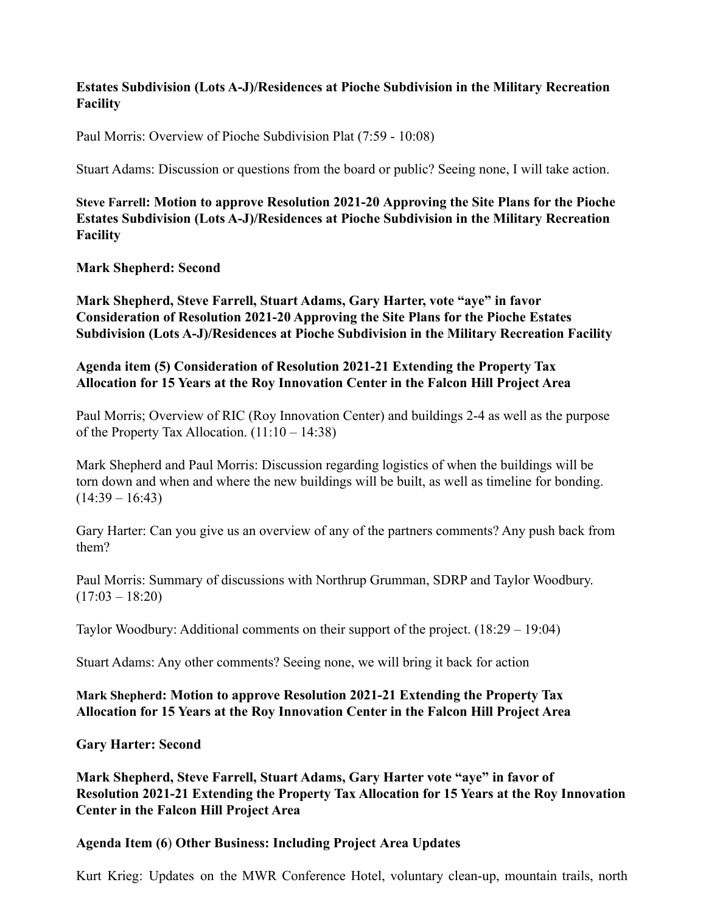**Estates Subdivision (Lots A-J)/Residences at Pioche Subdivision in the Military Recreation Facility**

Paul Morris: Overview of Pioche Subdivision Plat (7:59 - 10:08)

Stuart Adams: Discussion or questions from the board or public? Seeing none, I will take action.

**Steve Farrell: Motion to approve Resolution 2021-20 Approving the Site Plans for the Pioche Estates Subdivision (Lots A-J)/Residences at Pioche Subdivision in the Military Recreation Facility**

**Mark Shepherd: Second**

**Mark Shepherd, Steve Farrell, Stuart Adams, Gary Harter, vote "aye" in favor Consideration of Resolution 2021-20 Approving the Site Plans for the Pioche Estates Subdivision (Lots A-J)/Residences at Pioche Subdivision in the Military Recreation Facility**

**Agenda item (5) Consideration of Resolution 2021-21 Extending the Property Tax Allocation for 15 Years at the Roy Innovation Center in the Falcon Hill Project Area**

Paul Morris; Overview of RIC (Roy Innovation Center) and buildings 2-4 as well as the purpose of the Property Tax Allocation. (11:10 – 14:38)

Mark Shepherd and Paul Morris: Discussion regarding logistics of when the buildings will be torn down and when and where the new buildings will be built, as well as timeline for bonding. (14:39 – 16:43)

Gary Harter: Can you give us an overview of any of the partners comments? Any push back from them?

Paul Morris: Summary of discussions with Northrup Grumman, SDRP and Taylor Woodbury. (17:03 – 18:20)

Taylor Woodbury: Additional comments on their support of the project. (18:29 – 19:04)

Stuart Adams: Any other comments? Seeing none, we will bring it back for action

**Mark Shepherd: Motion to approve Resolution 2021-21 Extending the Property Tax Allocation for 15 Years at the Roy Innovation Center in the Falcon Hill Project Area**

**Gary Harter: Second**

**Mark Shepherd, Steve Farrell, Stuart Adams, Gary Harter vote "aye" in favor of Resolution 2021-21 Extending the Property Tax Allocation for 15 Years at the Roy Innovation Center in the Falcon Hill Project Area**

**Agenda Item (6) Other Business: Including Project Area Updates**

Kurt Krieg: Updates on the MWR Conference Hotel, voluntary clean-up, mountain trails, north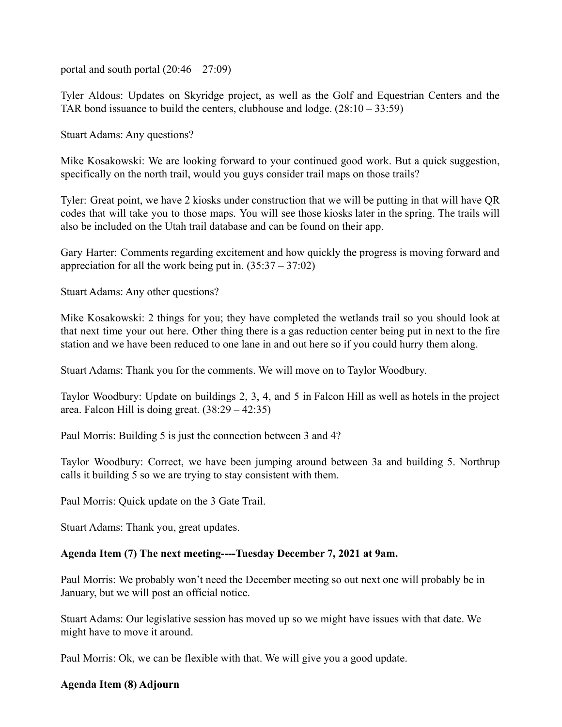portal and south portal (20:46 – 27:09)

Tyler Aldous: Updates on Skyridge project, as well as the Golf and Equestrian Centers and the TAR bond issuance to build the centers, clubhouse and lodge. (28:10 – 33:59)

Stuart Adams: Any questions?

Mike Kosakowski: We are looking forward to your continued good work. But a quick suggestion, specifically on the north trail, would you guys consider trail maps on those trails?

Tyler: Great point, we have 2 kiosks under construction that we will be putting in that will have QR codes that will take you to those maps. You will see those kiosks later in the spring. The trails will also be included on the Utah trail database and can be found on their app.

Gary Harter: Comments regarding excitement and how quickly the progress is moving forward and appreciation for all the work being put in. (35:37 – 37:02)

Stuart Adams: Any other questions?

Mike Kosakowski: 2 things for you; they have completed the wetlands trail so you should look at that next time your out here. Other thing there is a gas reduction center being put in next to the fire station and we have been reduced to one lane in and out here so if you could hurry them along.

Stuart Adams: Thank you for the comments. We will move on to Taylor Woodbury.

Taylor Woodbury: Update on buildings 2, 3, 4, and 5 in Falcon Hill as well as hotels in the project area. Falcon Hill is doing great. (38:29 – 42:35)

Paul Morris: Building 5 is just the connection between 3 and 4?

Taylor Woodbury: Correct, we have been jumping around between 3a and building 5. Northrup calls it building 5 so we are trying to stay consistent with them.

Paul Morris: Quick update on the 3 Gate Trail.

Stuart Adams: Thank you, great updates.

**Agenda Item (7) The next meeting----Tuesday December 7, 2021 at 9am.**

Paul Morris: We probably won't need the December meeting so out next one will probably be in January, but we will post an official notice.

Stuart Adams: Our legislative session has moved up so we might have issues with that date. We might have to move it around.

Paul Morris: Ok, we can be flexible with that. We will give you a good update.

**Agenda Item (8) Adjourn**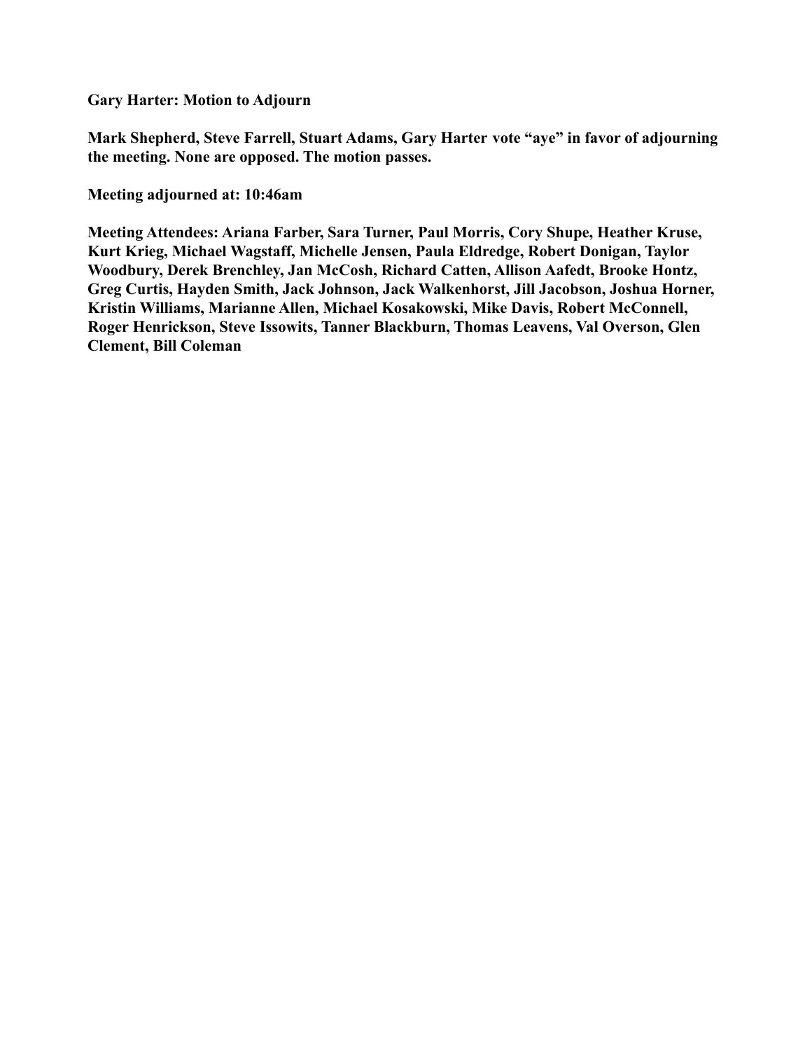**Gary Harter: Motion to Adjourn**

**Mark Shepherd, Steve Farrell, Stuart Adams, Gary Harter vote “aye” in favor of adjourning the meeting. None are opposed. The motion passes.**

**Meeting adjourned at: 10:46am**

**Meeting Attendees: Ariana Farber, Sara Turner, Paul Morris, Cory Shupe, Heather Kruse, Kurt Krieg, Michael Wagstaff, Michelle Jensen, Paula Eldredge, Robert Donigan, Taylor Woodbury, Derek Brenchley, Jan McCosh, Richard Catten, Allison Aafedt, Brooke Hontz, Greg Curtis, Hayden Smith, Jack Johnson, Jack Walkenhorst, Jill Jacobson, Joshua Horner, Kristin Williams, Marianne Allen, Michael Kosakowski, Mike Davis, Robert McConnell, Roger Henrickson, Steve Issowits, Tanner Blackburn, Thomas Leavens, Val Overson, Glen Clement, Bill Coleman**